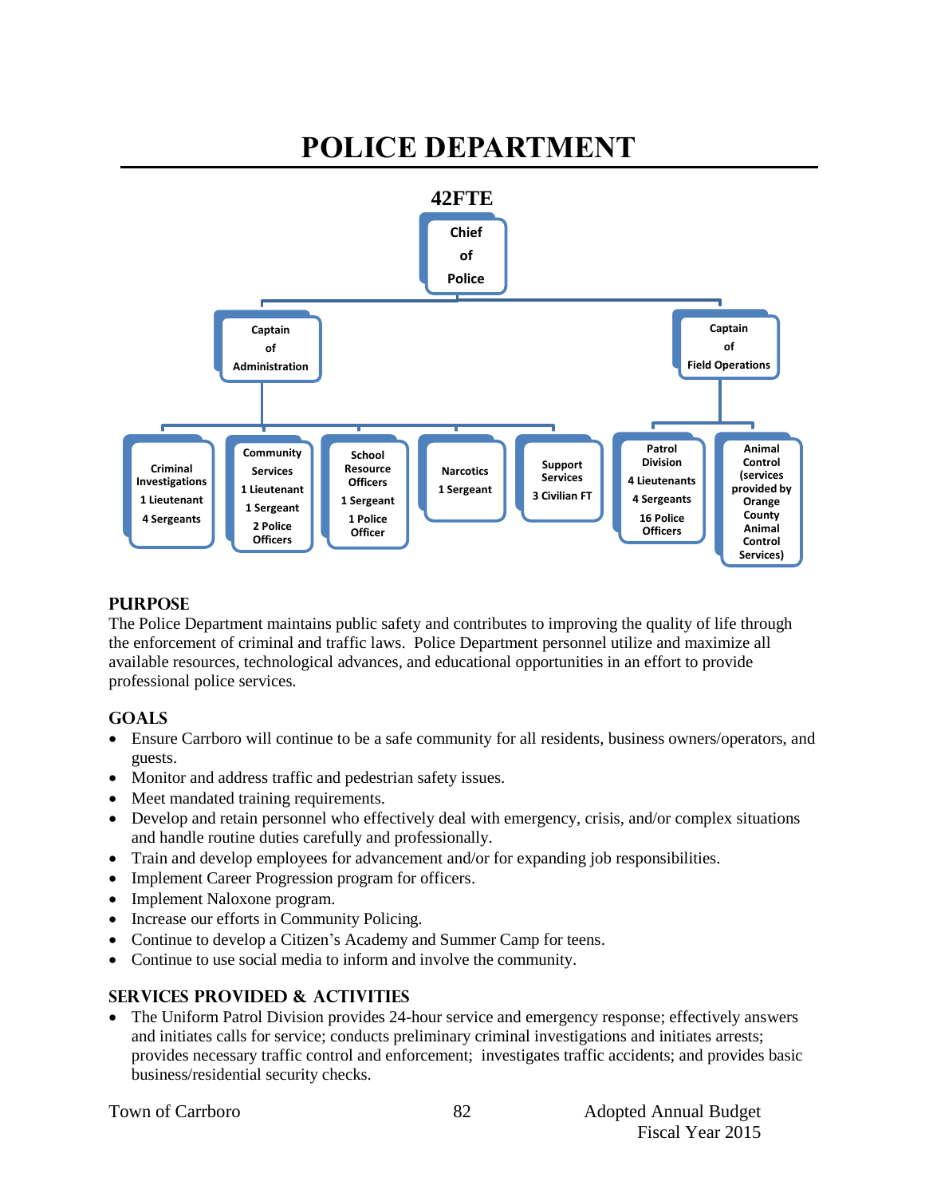# POLICE DEPARTMENT

**42FTE**

- Chief of Police
  - Captain of Administration
    - Criminal Investigations: 1 Lieutenant, 4 Sergeants
    - Community Services: 1 Lieutenant, 1 Sergeant, 2 Police Officers
    - School Resource Officers: 1 Sergeant, 1 Police Officer
    - Narcotics: 1 Sergeant
    - Support Services: 3 Civilian FT
  - Captain of Field Operations
    - Patrol Division: 4 Lieutenants, 4 Sergeants, 16 Police Officers
    - Animal Control (services provided by Orange County Animal Control Services)

## PURPOSE

The Police Department maintains public safety and contributes to improving the quality of life through the enforcement of criminal and traffic laws. Police Department personnel utilize and maximize all available resources, technological advances, and educational opportunities in an effort to provide professional police services.

## GOALS

- Ensure Carrboro will continue to be a safe community for all residents, business owners/operators, and guests.
- Monitor and address traffic and pedestrian safety issues.
- Meet mandated training requirements.
- Develop and retain personnel who effectively deal with emergency, crisis, and/or complex situations and handle routine duties carefully and professionally.
- Train and develop employees for advancement and/or for expanding job responsibilities.
- Implement Career Progression program for officers.
- Implement Naloxone program.
- Increase our efforts in Community Policing.
- Continue to develop a Citizen's Academy and Summer Camp for teens.
- Continue to use social media to inform and involve the community.

## SERVICES PROVIDED & ACTIVITIES

- The Uniform Patrol Division provides 24-hour service and emergency response; effectively answers and initiates calls for service; conducts preliminary criminal investigations and initiates arrests; provides necessary traffic control and enforcement; investigates traffic accidents; and provides basic business/residential security checks.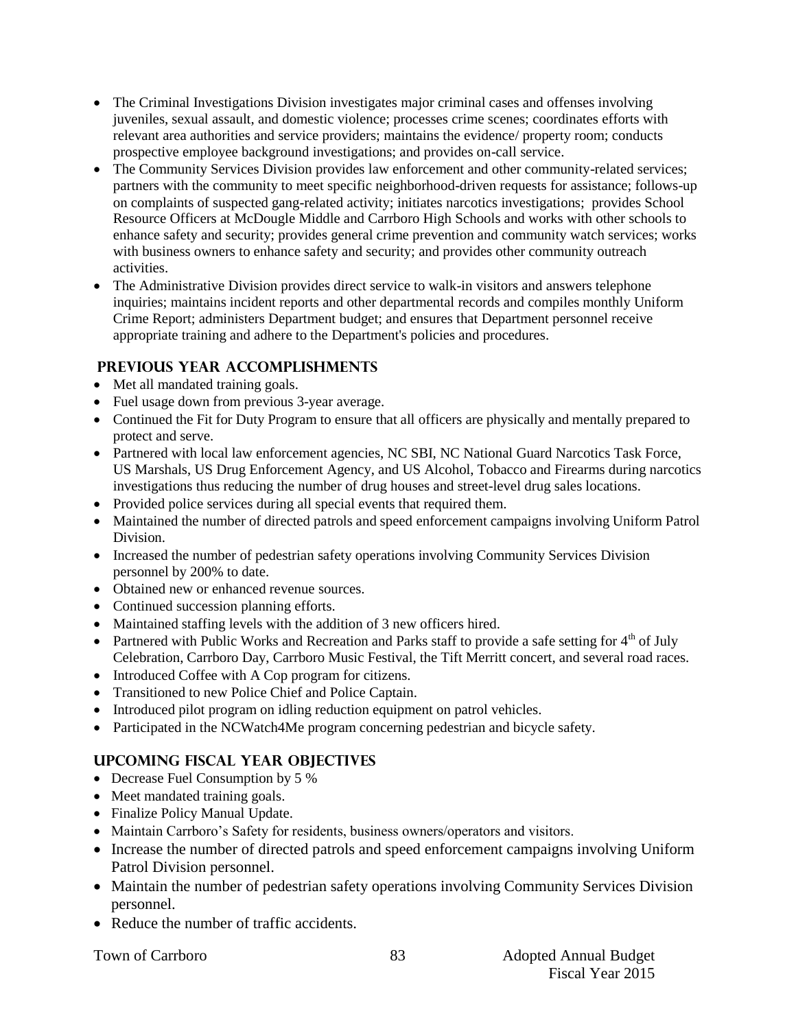- The Criminal Investigations Division investigates major criminal cases and offenses involving juveniles, sexual assault, and domestic violence; processes crime scenes; coordinates efforts with relevant area authorities and service providers; maintains the evidence/ property room; conducts prospective employee background investigations; and provides on-call service.
- The Community Services Division provides law enforcement and other community-related services; partners with the community to meet specific neighborhood-driven requests for assistance; follows-up on complaints of suspected gang-related activity; initiates narcotics investigations; provides School Resource Officers at McDougle Middle and Carrboro High Schools and works with other schools to enhance safety and security; provides general crime prevention and community watch services; works with business owners to enhance safety and security; and provides other community outreach activities.
- The Administrative Division provides direct service to walk-in visitors and answers telephone inquiries; maintains incident reports and other departmental records and compiles monthly Uniform Crime Report; administers Department budget; and ensures that Department personnel receive appropriate training and adhere to the Department's policies and procedures.

## Previous Year Accomplishments

- Met all mandated training goals.
- Fuel usage down from previous 3-year average.
- Continued the Fit for Duty Program to ensure that all officers are physically and mentally prepared to protect and serve.
- Partnered with local law enforcement agencies, NC SBI, NC National Guard Narcotics Task Force, US Marshals, US Drug Enforcement Agency, and US Alcohol, Tobacco and Firearms during narcotics investigations thus reducing the number of drug houses and street-level drug sales locations.
- Provided police services during all special events that required them.
- Maintained the number of directed patrols and speed enforcement campaigns involving Uniform Patrol Division.
- Increased the number of pedestrian safety operations involving Community Services Division personnel by 200% to date.
- Obtained new or enhanced revenue sources.
- Continued succession planning efforts.
- Maintained staffing levels with the addition of 3 new officers hired.
- Partnered with Public Works and Recreation and Parks staff to provide a safe setting for 4th of July Celebration, Carrboro Day, Carrboro Music Festival, the Tift Merritt concert, and several road races.
- Introduced Coffee with A Cop program for citizens.
- Transitioned to new Police Chief and Police Captain.
- Introduced pilot program on idling reduction equipment on patrol vehicles.
- Participated in the NCWatch4Me program concerning pedestrian and bicycle safety.

## Upcoming Fiscal Year Objectives

- Decrease Fuel Consumption by 5 %
- Meet mandated training goals.
- Finalize Policy Manual Update.
- Maintain Carrboro's Safety for residents, business owners/operators and visitors.
- Increase the number of directed patrols and speed enforcement campaigns involving Uniform Patrol Division personnel.
- Maintain the number of pedestrian safety operations involving Community Services Division personnel.
- Reduce the number of traffic accidents.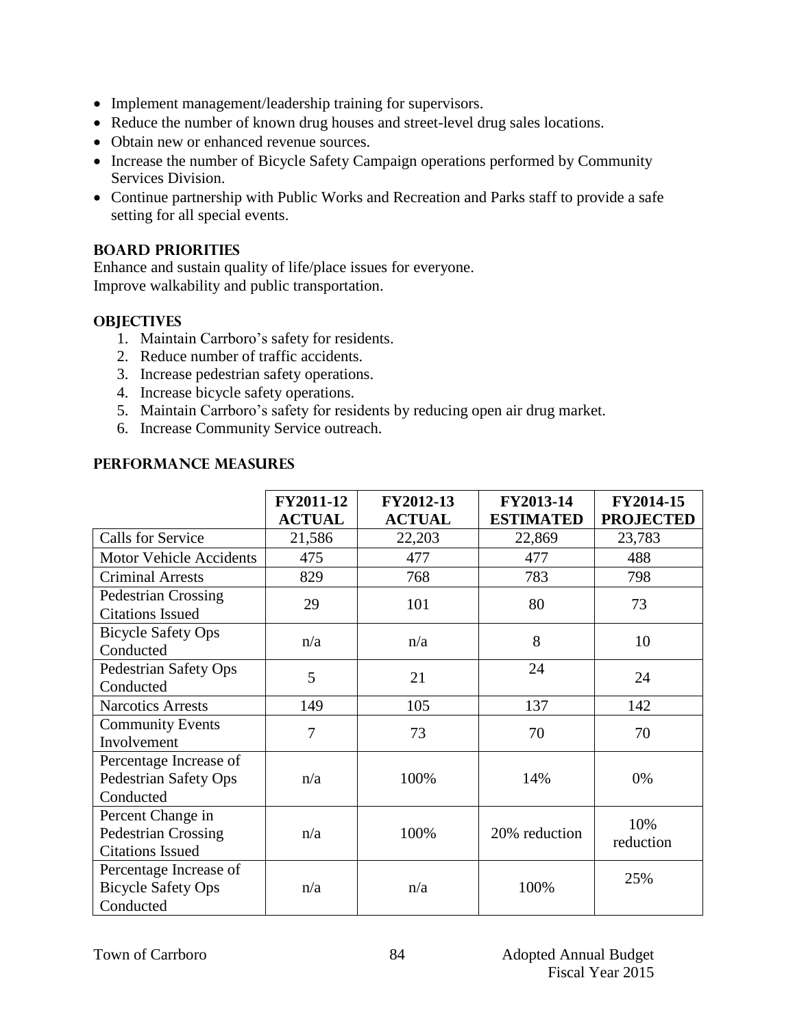- Implement management/leadership training for supervisors.
- Reduce the number of known drug houses and street-level drug sales locations.
- Obtain new or enhanced revenue sources.
- Increase the number of Bicycle Safety Campaign operations performed by Community Services Division.
- Continue partnership with Public Works and Recreation and Parks staff to provide a safe setting for all special events.

## BOARD PRIORITIES

Enhance and sustain quality of life/place issues for everyone.
Improve walkability and public transportation.

## OBJECTIVES

1. Maintain Carrboro's safety for residents.
2. Reduce number of traffic accidents.
3. Increase pedestrian safety operations.
4. Increase bicycle safety operations.
5. Maintain Carrboro's safety for residents by reducing open air drug market.
6. Increase Community Service outreach.

## PERFORMANCE MEASURES

| | FY2011-12 ACTUAL | FY2012-13 ACTUAL | FY2013-14 ESTIMATED | FY2014-15 PROJECTED |
|---|---|---|---|---|
| Calls for Service | 21,586 | 22,203 | 22,869 | 23,783 |
| Motor Vehicle Accidents | 475 | 477 | 477 | 488 |
| Criminal Arrests | 829 | 768 | 783 | 798 |
| Pedestrian Crossing Citations Issued | 29 | 101 | 80 | 73 |
| Bicycle Safety Ops Conducted | n/a | n/a | 8 | 10 |
| Pedestrian Safety Ops Conducted | 5 | 21 | 24 | 24 |
| Narcotics Arrests | 149 | 105 | 137 | 142 |
| Community Events Involvement | 7 | 73 | 70 | 70 |
| Percentage Increase of Pedestrian Safety Ops Conducted | n/a | 100% | 14% | 0% |
| Percent Change in Pedestrian Crossing Citations Issued | n/a | 100% | 20% reduction | 10% reduction |
| Percentage Increase of Bicycle Safety Ops Conducted | n/a | n/a | 100% | 25% |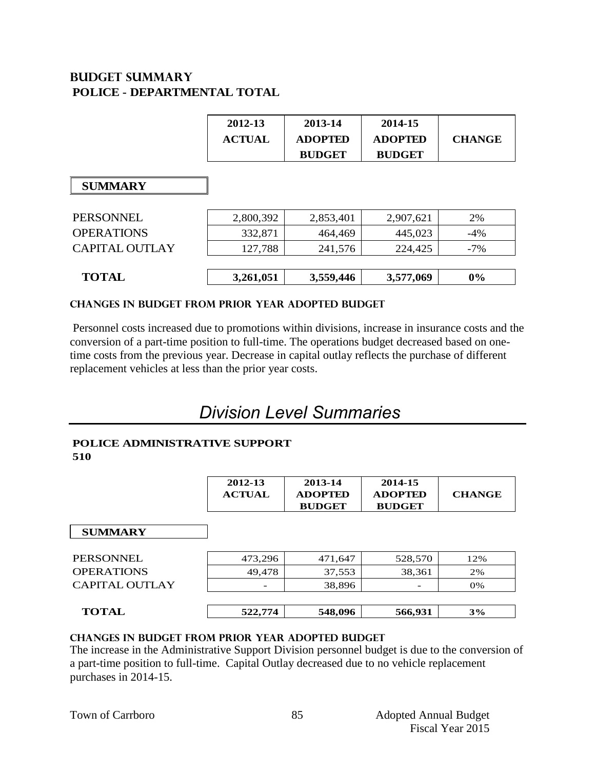## BUDGET SUMMARY
### POLICE - DEPARTMENTAL TOTAL

| | 2012-13 ACTUAL | 2013-14 ADOPTED BUDGET | 2014-15 ADOPTED BUDGET | CHANGE |
|---|---|---|---|---|
| **SUMMARY** | | | | |
| PERSONNEL | 2,800,392 | 2,853,401 | 2,907,621 | 2% |
| OPERATIONS | 332,871 | 464,469 | 445,023 | -4% |
| CAPITAL OUTLAY | 127,788 | 241,576 | 224,425 | -7% |
| **TOTAL** | **3,261,051** | **3,559,446** | **3,577,069** | **0%** |

#### CHANGES IN BUDGET FROM PRIOR YEAR ADOPTED BUDGET

Personnel costs increased due to promotions within divisions, increase in insurance costs and the conversion of a part-time position to full-time. The operations budget decreased based on one-time costs from the previous year. Decrease in capital outlay reflects the purchase of different replacement vehicles at less than the prior year costs.

# *Division Level Summaries*

### POLICE ADMINISTRATIVE SUPPORT
### 510

| | 2012-13 ACTUAL | 2013-14 ADOPTED BUDGET | 2014-15 ADOPTED BUDGET | CHANGE |
|---|---|---|---|---|
| **SUMMARY** | | | | |
| PERSONNEL | 473,296 | 471,647 | 528,570 | 12% |
| OPERATIONS | 49,478 | 37,553 | 38,361 | 2% |
| CAPITAL OUTLAY | - | 38,896 | - | 0% |
| **TOTAL** | **522,774** | **548,096** | **566,931** | **3%** |

#### CHANGES IN BUDGET FROM PRIOR YEAR ADOPTED BUDGET

The increase in the Administrative Support Division personnel budget is due to the conversion of a part-time position to full-time. Capital Outlay decreased due to no vehicle replacement purchases in 2014-15.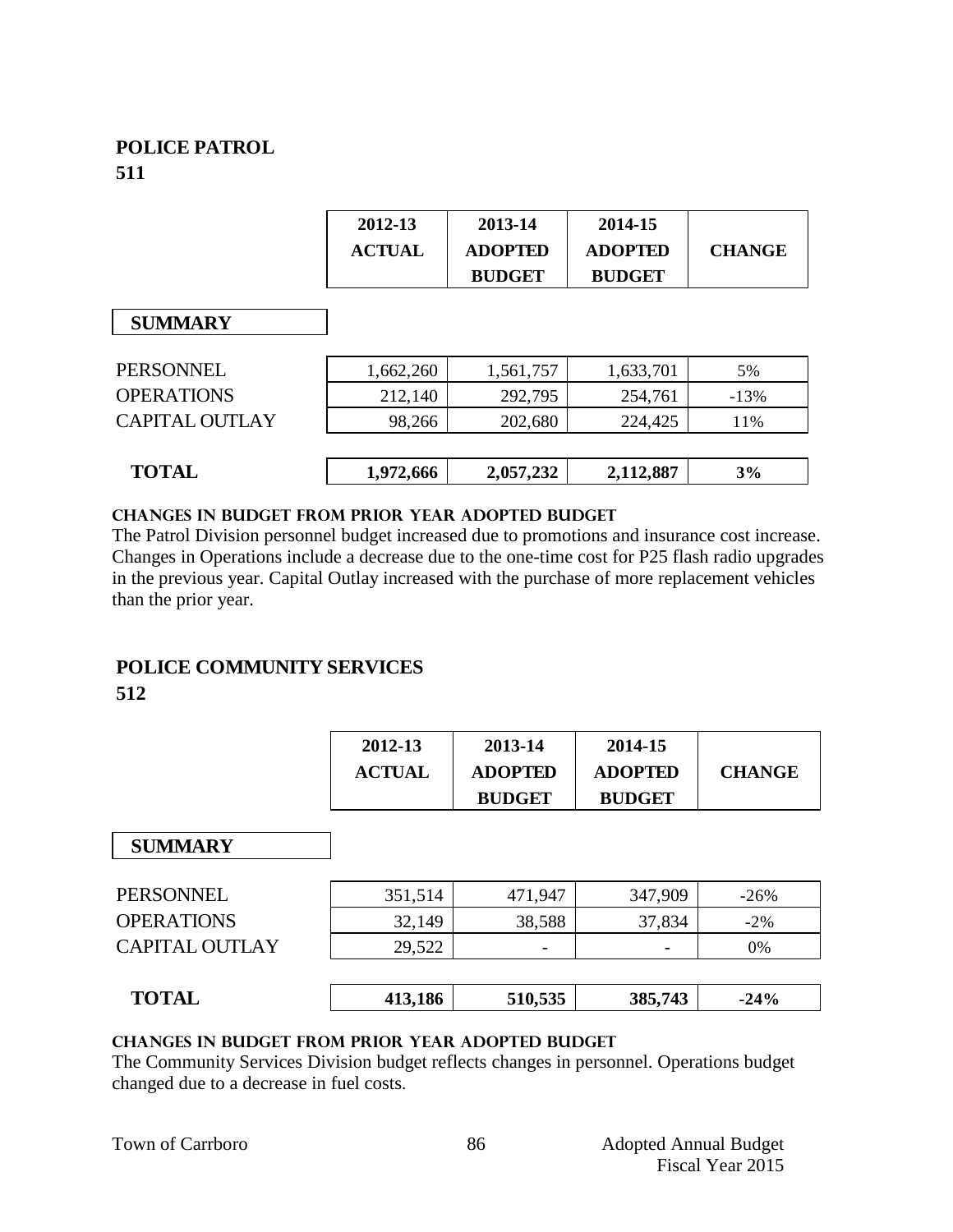## POLICE PATROL
## 511

| | 2012-13 ACTUAL | 2013-14 ADOPTED BUDGET | 2014-15 ADOPTED BUDGET | CHANGE |
|---|---|---|---|---|
| **SUMMARY** | | | | |
| PERSONNEL | 1,662,260 | 1,561,757 | 1,633,701 | 5% |
| OPERATIONS | 212,140 | 292,795 | 254,761 | -13% |
| CAPITAL OUTLAY | 98,266 | 202,680 | 224,425 | 11% |
| **TOTAL** | **1,972,666** | **2,057,232** | **2,112,887** | **3%** |

**CHANGES IN BUDGET FROM PRIOR YEAR ADOPTED BUDGET**

The Patrol Division personnel budget increased due to promotions and insurance cost increase. Changes in Operations include a decrease due to the one-time cost for P25 flash radio upgrades in the previous year. Capital Outlay increased with the purchase of more replacement vehicles than the prior year.

## POLICE COMMUNITY SERVICES
## 512

| | 2012-13 ACTUAL | 2013-14 ADOPTED BUDGET | 2014-15 ADOPTED BUDGET | CHANGE |
|---|---|---|---|---|
| **SUMMARY** | | | | |
| PERSONNEL | 351,514 | 471,947 | 347,909 | -26% |
| OPERATIONS | 32,149 | 38,588 | 37,834 | -2% |
| CAPITAL OUTLAY | 29,522 | - | - | 0% |
| **TOTAL** | **413,186** | **510,535** | **385,743** | **-24%** |

**CHANGES IN BUDGET FROM PRIOR YEAR ADOPTED BUDGET**

The Community Services Division budget reflects changes in personnel. Operations budget changed due to a decrease in fuel costs.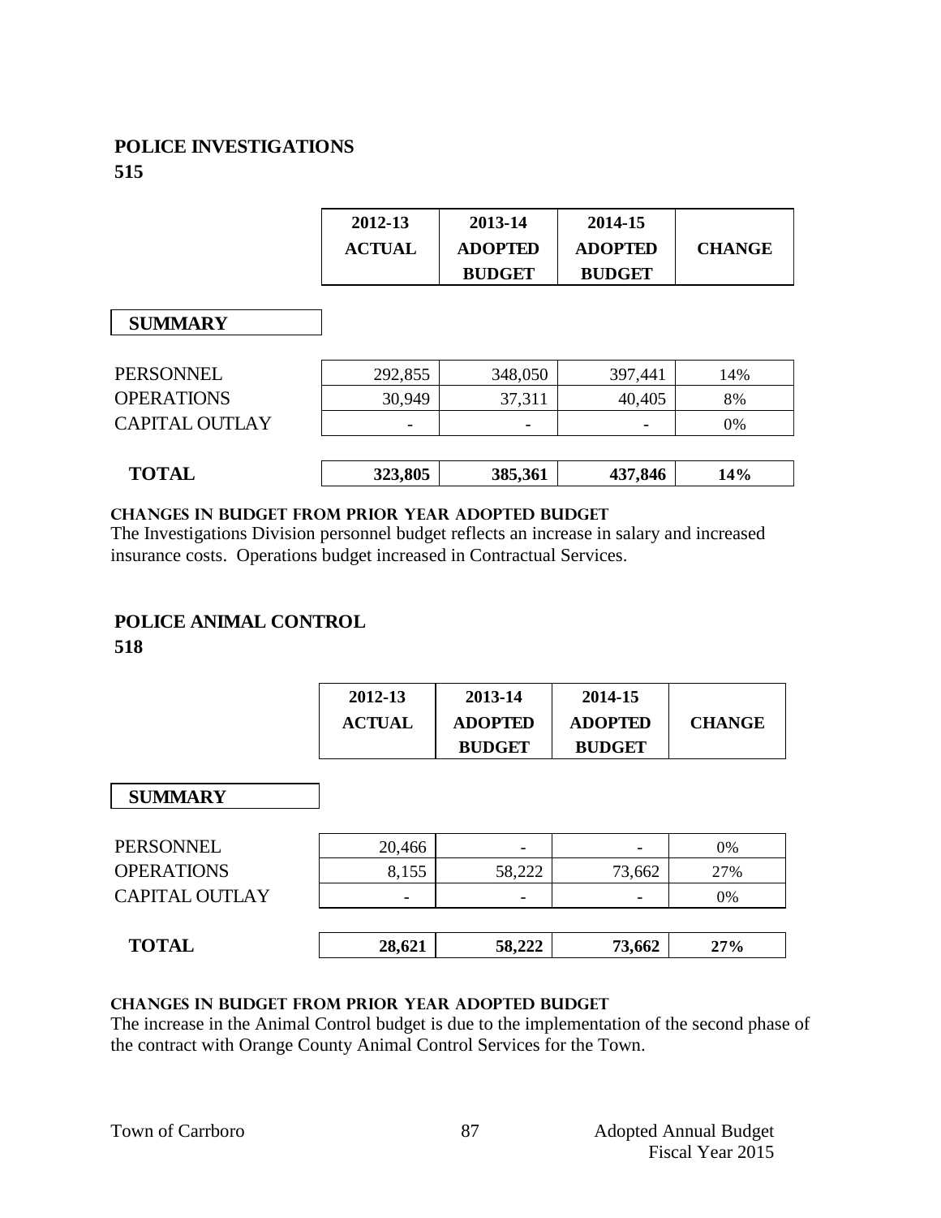## POLICE INVESTIGATIONS

**515**

| | 2012-13 ACTUAL | 2013-14 ADOPTED BUDGET | 2014-15 ADOPTED BUDGET | CHANGE |
|---|---|---|---|---|
| **SUMMARY** | | | | |
| PERSONNEL | 292,855 | 348,050 | 397,441 | 14% |
| OPERATIONS | 30,949 | 37,311 | 40,405 | 8% |
| CAPITAL OUTLAY | - | - | - | 0% |
| **TOTAL** | **323,805** | **385,361** | **437,846** | **14%** |

**CHANGES IN BUDGET FROM PRIOR YEAR ADOPTED BUDGET**

The Investigations Division personnel budget reflects an increase in salary and increased insurance costs. Operations budget increased in Contractual Services.

## POLICE ANIMAL CONTROL

**518**

| | 2012-13 ACTUAL | 2013-14 ADOPTED BUDGET | 2014-15 ADOPTED BUDGET | CHANGE |
|---|---|---|---|---|
| **SUMMARY** | | | | |
| PERSONNEL | 20,466 | - | - | 0% |
| OPERATIONS | 8,155 | 58,222 | 73,662 | 27% |
| CAPITAL OUTLAY | - | - | - | 0% |
| **TOTAL** | **28,621** | **58,222** | **73,662** | **27%** |

**CHANGES IN BUDGET FROM PRIOR YEAR ADOPTED BUDGET**

The increase in the Animal Control budget is due to the implementation of the second phase of the contract with Orange County Animal Control Services for the Town.